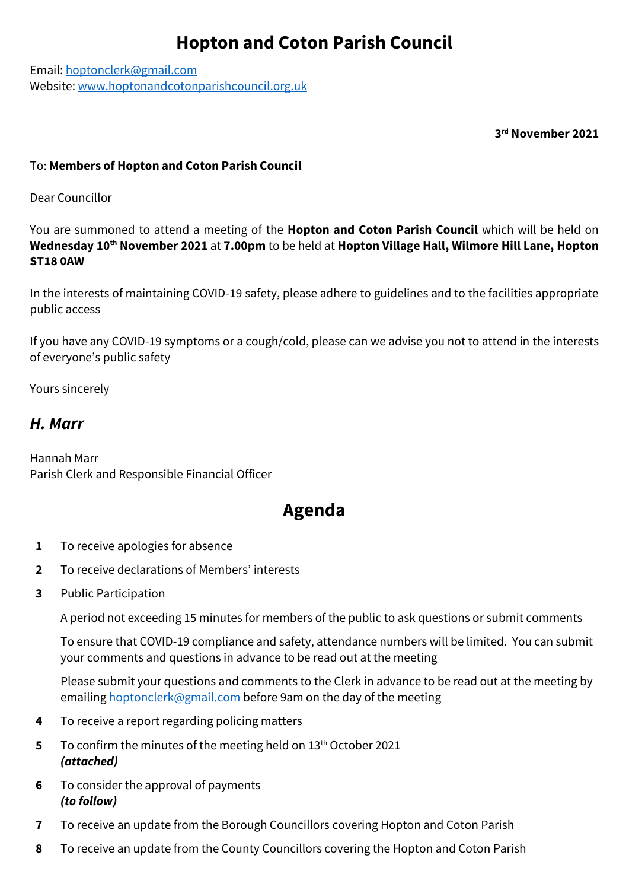# Hopton and Coton Parish Council

Email: hoptonclerk@gmail.com
Website: www.hoptonandcotonparishcouncil.org.uk

**3rd November 2021**

To: **Members of Hopton and Coton Parish Council**

Dear Councillor

You are summoned to attend a meeting of the **Hopton and Coton Parish Council** which will be held on **Wednesday 10th November 2021** at **7.00pm** to be held at **Hopton Village Hall, Wilmore Hill Lane, Hopton ST18 0AW**

In the interests of maintaining COVID-19 safety, please adhere to guidelines and to the facilities appropriate public access

If you have any COVID-19 symptoms or a cough/cold, please can we advise you not to attend in the interests of everyone's public safety

Yours sincerely

***H. Marr***

Hannah Marr
Parish Clerk and Responsible Financial Officer

## Agenda

**1** To receive apologies for absence

**2** To receive declarations of Members' interests

**3** Public Participation

A period not exceeding 15 minutes for members of the public to ask questions or submit comments

To ensure that COVID-19 compliance and safety, attendance numbers will be limited. You can submit your comments and questions in advance to be read out at the meeting

Please submit your questions and comments to the Clerk in advance to be read out at the meeting by emailing hoptonclerk@gmail.com before 9am on the day of the meeting

**4** To receive a report regarding policing matters

**5** To confirm the minutes of the meeting held on 13th October 2021
***(attached)***

**6** To consider the approval of payments
***(to follow)***

**7** To receive an update from the Borough Councillors covering Hopton and Coton Parish

**8** To receive an update from the County Councillors covering the Hopton and Coton Parish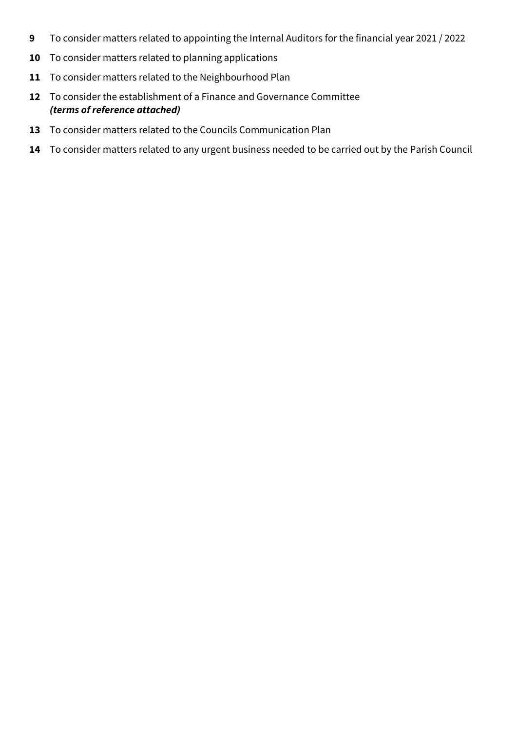**9** To consider matters related to appointing the Internal Auditors for the financial year 2021 / 2022

**10** To consider matters related to planning applications

**11** To consider matters related to the Neighbourhood Plan

**12** To consider the establishment of a Finance and Governance Committee
***(terms of reference attached)***

**13** To consider matters related to the Councils Communication Plan

**14** To consider matters related to any urgent business needed to be carried out by the Parish Council